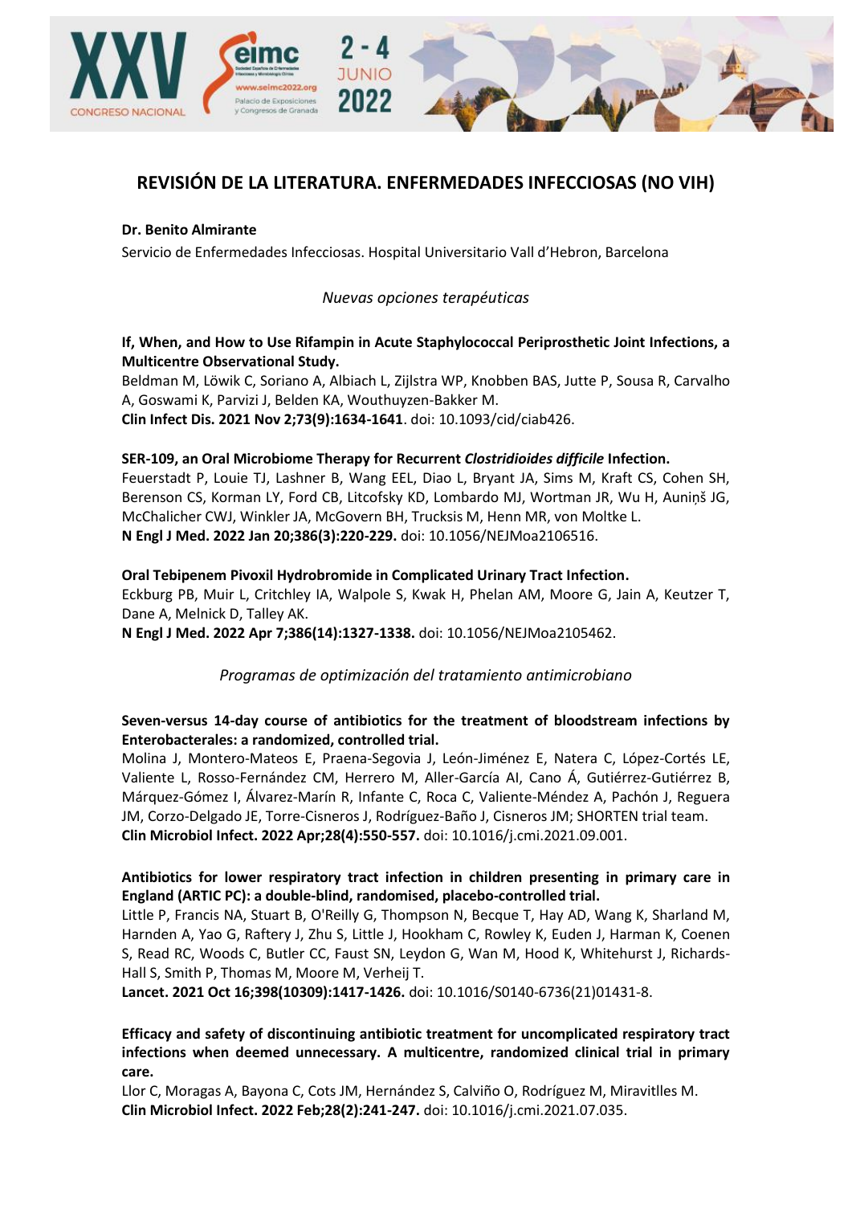## REVISIÓN DE LA LITERATURA. ENFERMEDADES INFECCIOSAS (NO VIH)

**Dr. Benito Almirante**

Servicio de Enfermedades Infecciosas. Hospital Universitario Vall d'Hebron, Barcelona

### *Nuevas opciones terapéuticas*

**If, When, and How to Use Rifampin in Acute Staphylococcal Periprosthetic Joint Infections, a Multicentre Observational Study.**
Beldman M, Löwik C, Soriano A, Albiach L, Zijlstra WP, Knobben BAS, Jutte P, Sousa R, Carvalho A, Goswami K, Parvizi J, Belden KA, Wouthuyzen-Bakker M.
**Clin Infect Dis. 2021 Nov 2;73(9):1634-1641**. doi: 10.1093/cid/ciab426.

**SER-109, an Oral Microbiome Therapy for Recurrent *Clostridioides difficile* Infection.**
Feuerstadt P, Louie TJ, Lashner B, Wang EEL, Diao L, Bryant JA, Sims M, Kraft CS, Cohen SH, Berenson CS, Korman LY, Ford CB, Litcofsky KD, Lombardo MJ, Wortman JR, Wu H, Auniņš JG, McChalicher CWJ, Winkler JA, McGovern BH, Trucksis M, Henn MR, von Moltke L.
**N Engl J Med. 2022 Jan 20;386(3):220-229.** doi: 10.1056/NEJMoa2106516.

**Oral Tebipenem Pivoxil Hydrobromide in Complicated Urinary Tract Infection.**
Eckburg PB, Muir L, Critchley IA, Walpole S, Kwak H, Phelan AM, Moore G, Jain A, Keutzer T, Dane A, Melnick D, Talley AK.
**N Engl J Med. 2022 Apr 7;386(14):1327-1338.** doi: 10.1056/NEJMoa2105462.

### *Programas de optimización del tratamiento antimicrobiano*

**Seven-versus 14-day course of antibiotics for the treatment of bloodstream infections by Enterobacterales: a randomized, controlled trial.**
Molina J, Montero-Mateos E, Praena-Segovia J, León-Jiménez E, Natera C, López-Cortés LE, Valiente L, Rosso-Fernández CM, Herrero M, Aller-García AI, Cano Á, Gutiérrez-Gutiérrez B, Márquez-Gómez I, Álvarez-Marín R, Infante C, Roca C, Valiente-Méndez A, Pachón J, Reguera JM, Corzo-Delgado JE, Torre-Cisneros J, Rodríguez-Baño J, Cisneros JM; SHORTEN trial team.
**Clin Microbiol Infect. 2022 Apr;28(4):550-557.** doi: 10.1016/j.cmi.2021.09.001.

**Antibiotics for lower respiratory tract infection in children presenting in primary care in England (ARTIC PC): a double-blind, randomised, placebo-controlled trial.**
Little P, Francis NA, Stuart B, O'Reilly G, Thompson N, Becque T, Hay AD, Wang K, Sharland M, Harnden A, Yao G, Raftery J, Zhu S, Little J, Hookham C, Rowley K, Euden J, Harman K, Coenen S, Read RC, Woods C, Butler CC, Faust SN, Leydon G, Wan M, Hood K, Whitehurst J, Richards-Hall S, Smith P, Thomas M, Moore M, Verheij T.
**Lancet. 2021 Oct 16;398(10309):1417-1426.** doi: 10.1016/S0140-6736(21)01431-8.

**Efficacy and safety of discontinuing antibiotic treatment for uncomplicated respiratory tract infections when deemed unnecessary. A multicentre, randomized clinical trial in primary care.**
Llor C, Moragas A, Bayona C, Cots JM, Hernández S, Calviño O, Rodríguez M, Miravitlles M.
**Clin Microbiol Infect. 2022 Feb;28(2):241-247.** doi: 10.1016/j.cmi.2021.07.035.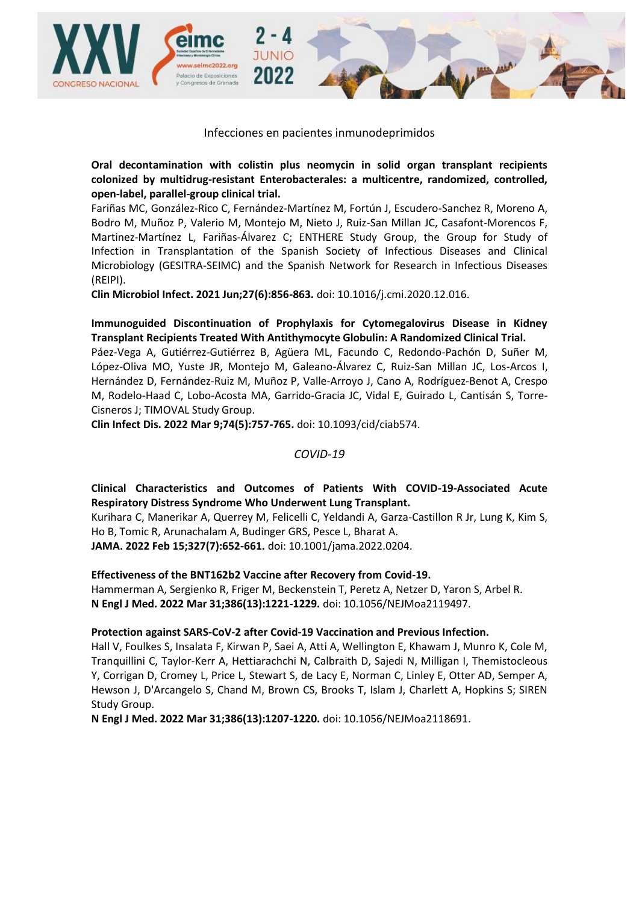Infecciones en pacientes inmunodeprimidos

**Oral decontamination with colistin plus neomycin in solid organ transplant recipients colonized by multidrug-resistant Enterobacterales: a multicentre, randomized, controlled, open-label, parallel-group clinical trial.**
Fariñas MC, González-Rico C, Fernández-Martínez M, Fortún J, Escudero-Sanchez R, Moreno A, Bodro M, Muñoz P, Valerio M, Montejo M, Nieto J, Ruiz-San Millan JC, Casafont-Morencos F, Martinez-Martínez L, Fariñas-Álvarez C; ENTHERE Study Group, the Group for Study of Infection in Transplantation of the Spanish Society of Infectious Diseases and Clinical Microbiology (GESITRA-SEIMC) and the Spanish Network for Research in Infectious Diseases (REIPI).
**Clin Microbiol Infect. 2021 Jun;27(6):856-863.** doi: 10.1016/j.cmi.2020.12.016.

**Immunoguided Discontinuation of Prophylaxis for Cytomegalovirus Disease in Kidney Transplant Recipients Treated With Antithymocyte Globulin: A Randomized Clinical Trial.**
Páez-Vega A, Gutiérrez-Gutiérrez B, Agüera ML, Facundo C, Redondo-Pachón D, Suñer M, López-Oliva MO, Yuste JR, Montejo M, Galeano-Álvarez C, Ruiz-San Millan JC, Los-Arcos I, Hernández D, Fernández-Ruiz M, Muñoz P, Valle-Arroyo J, Cano A, Rodríguez-Benot A, Crespo M, Rodelo-Haad C, Lobo-Acosta MA, Garrido-Gracia JC, Vidal E, Guirado L, Cantisán S, Torre-Cisneros J; TIMOVAL Study Group.
**Clin Infect Dis. 2022 Mar 9;74(5):757-765.** doi: 10.1093/cid/ciab574.

*COVID-19*

**Clinical Characteristics and Outcomes of Patients With COVID-19-Associated Acute Respiratory Distress Syndrome Who Underwent Lung Transplant.**
Kurihara C, Manerikar A, Querrey M, Felicelli C, Yeldandi A, Garza-Castillon R Jr, Lung K, Kim S, Ho B, Tomic R, Arunachalam A, Budinger GRS, Pesce L, Bharat A.
**JAMA. 2022 Feb 15;327(7):652-661.** doi: 10.1001/jama.2022.0204.

**Effectiveness of the BNT162b2 Vaccine after Recovery from Covid-19.**
Hammerman A, Sergienko R, Friger M, Beckenstein T, Peretz A, Netzer D, Yaron S, Arbel R.
**N Engl J Med. 2022 Mar 31;386(13):1221-1229.** doi: 10.1056/NEJMoa2119497.

**Protection against SARS-CoV-2 after Covid-19 Vaccination and Previous Infection.**
Hall V, Foulkes S, Insalata F, Kirwan P, Saei A, Atti A, Wellington E, Khawam J, Munro K, Cole M, Tranquillini C, Taylor-Kerr A, Hettiarachchi N, Calbraith D, Sajedi N, Milligan I, Themistocleous Y, Corrigan D, Cromey L, Price L, Stewart S, de Lacy E, Norman C, Linley E, Otter AD, Semper A, Hewson J, D'Arcangelo S, Chand M, Brown CS, Brooks T, Islam J, Charlett A, Hopkins S; SIREN Study Group.
**N Engl J Med. 2022 Mar 31;386(13):1207-1220.** doi: 10.1056/NEJMoa2118691.